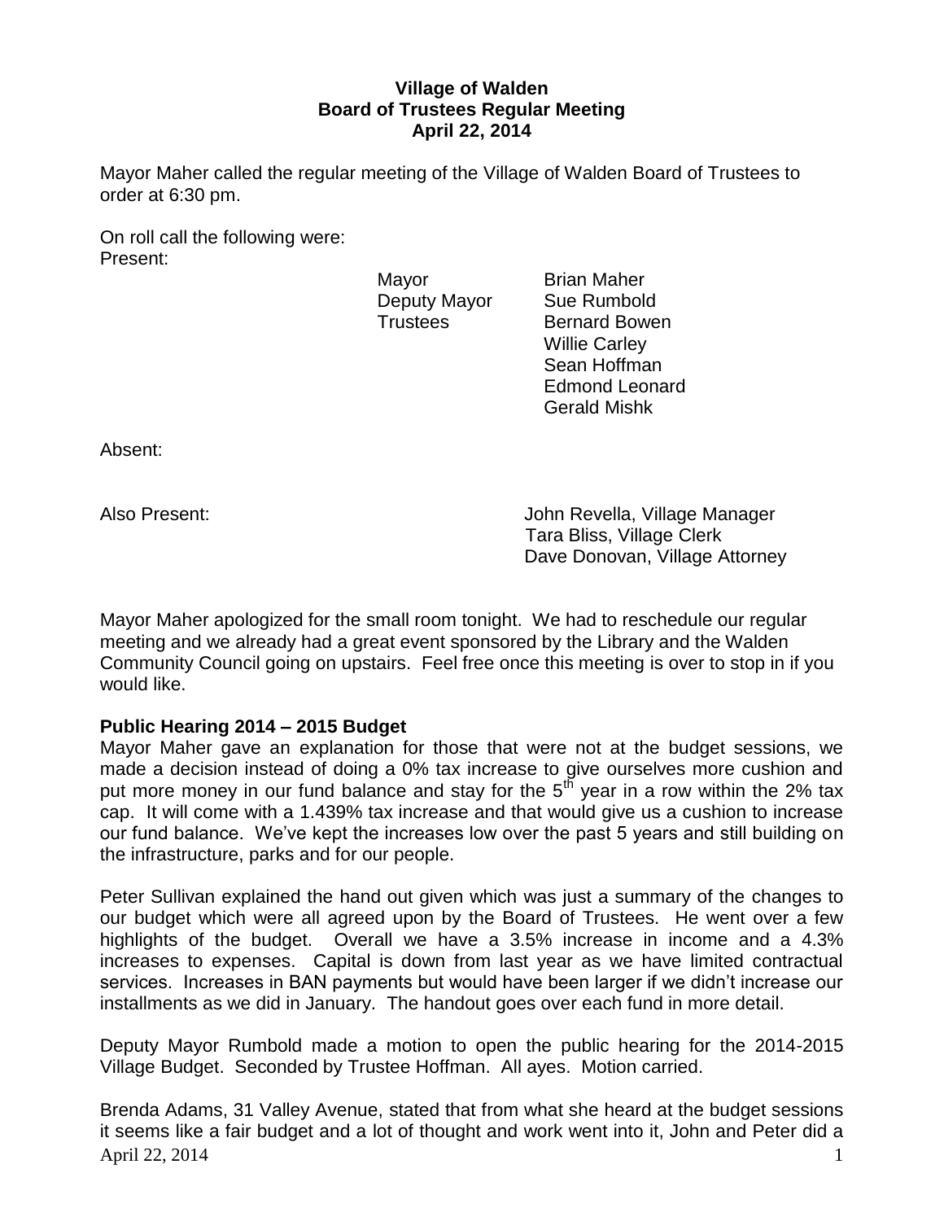**Village of Walden**
**Board of Trustees Regular Meeting**
**April 22, 2014**

Mayor Maher called the regular meeting of the Village of Walden Board of Trustees to order at 6:30 pm.

On roll call the following were:
Present:

| | |
|---|---|
| Mayor | Brian Maher |
| Deputy Mayor | Sue Rumbold |
| Trustees | Bernard Bowen |
| | Willie Carley |
| | Sean Hoffman |
| | Edmond Leonard |
| | Gerald Mishk |

Absent:

Also Present:
John Revella, Village Manager
Tara Bliss, Village Clerk
Dave Donovan, Village Attorney

Mayor Maher apologized for the small room tonight. We had to reschedule our regular meeting and we already had a great event sponsored by the Library and the Walden Community Council going on upstairs. Feel free once this meeting is over to stop in if you would like.

**Public Hearing 2014 – 2015 Budget**

Mayor Maher gave an explanation for those that were not at the budget sessions, we made a decision instead of doing a 0% tax increase to give ourselves more cushion and put more money in our fund balance and stay for the 5th year in a row within the 2% tax cap. It will come with a 1.439% tax increase and that would give us a cushion to increase our fund balance. We've kept the increases low over the past 5 years and still building on the infrastructure, parks and for our people.

Peter Sullivan explained the hand out given which was just a summary of the changes to our budget which were all agreed upon by the Board of Trustees. He went over a few highlights of the budget. Overall we have a 3.5% increase in income and a 4.3% increases to expenses. Capital is down from last year as we have limited contractual services. Increases in BAN payments but would have been larger if we didn't increase our installments as we did in January. The handout goes over each fund in more detail.

Deputy Mayor Rumbold made a motion to open the public hearing for the 2014-2015 Village Budget. Seconded by Trustee Hoffman. All ayes. Motion carried.

Brenda Adams, 31 Valley Avenue, stated that from what she heard at the budget sessions it seems like a fair budget and a lot of thought and work went into it, John and Peter did a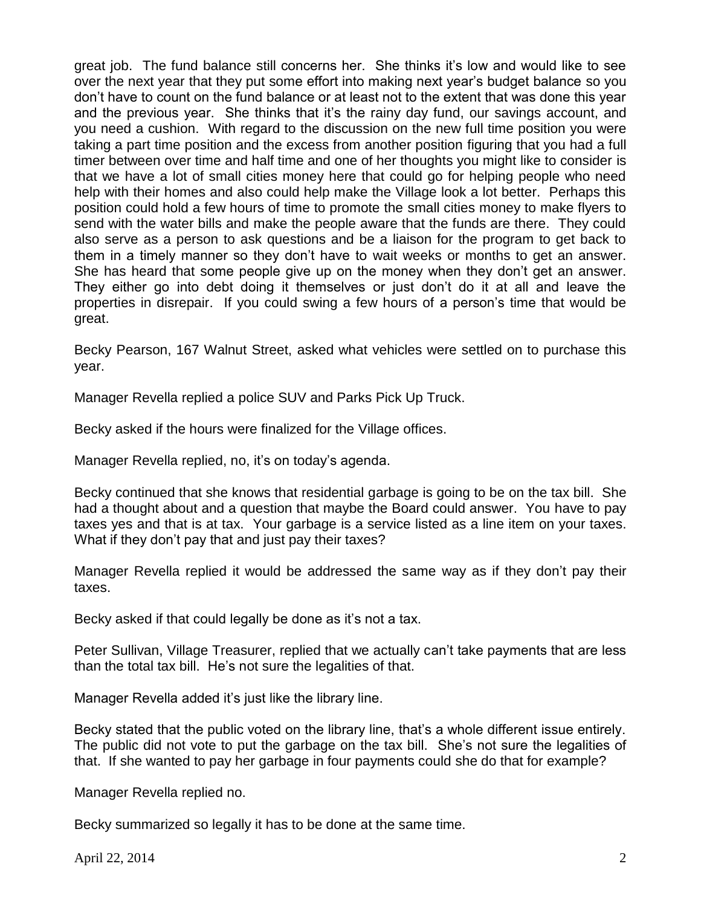great job. The fund balance still concerns her. She thinks it's low and would like to see over the next year that they put some effort into making next year's budget balance so you don't have to count on the fund balance or at least not to the extent that was done this year and the previous year. She thinks that it's the rainy day fund, our savings account, and you need a cushion. With regard to the discussion on the new full time position you were taking a part time position and the excess from another position figuring that you had a full timer between over time and half time and one of her thoughts you might like to consider is that we have a lot of small cities money here that could go for helping people who need help with their homes and also could help make the Village look a lot better. Perhaps this position could hold a few hours of time to promote the small cities money to make flyers to send with the water bills and make the people aware that the funds are there. They could also serve as a person to ask questions and be a liaison for the program to get back to them in a timely manner so they don't have to wait weeks or months to get an answer. She has heard that some people give up on the money when they don't get an answer. They either go into debt doing it themselves or just don't do it at all and leave the properties in disrepair. If you could swing a few hours of a person's time that would be great.

Becky Pearson, 167 Walnut Street, asked what vehicles were settled on to purchase this year.

Manager Revella replied a police SUV and Parks Pick Up Truck.

Becky asked if the hours were finalized for the Village offices.

Manager Revella replied, no, it's on today's agenda.

Becky continued that she knows that residential garbage is going to be on the tax bill. She had a thought about and a question that maybe the Board could answer. You have to pay taxes yes and that is at tax. Your garbage is a service listed as a line item on your taxes. What if they don't pay that and just pay their taxes?

Manager Revella replied it would be addressed the same way as if they don't pay their taxes.

Becky asked if that could legally be done as it's not a tax.

Peter Sullivan, Village Treasurer, replied that we actually can't take payments that are less than the total tax bill. He's not sure the legalities of that.

Manager Revella added it's just like the library line.

Becky stated that the public voted on the library line, that's a whole different issue entirely. The public did not vote to put the garbage on the tax bill. She's not sure the legalities of that. If she wanted to pay her garbage in four payments could she do that for example?

Manager Revella replied no.

Becky summarized so legally it has to be done at the same time.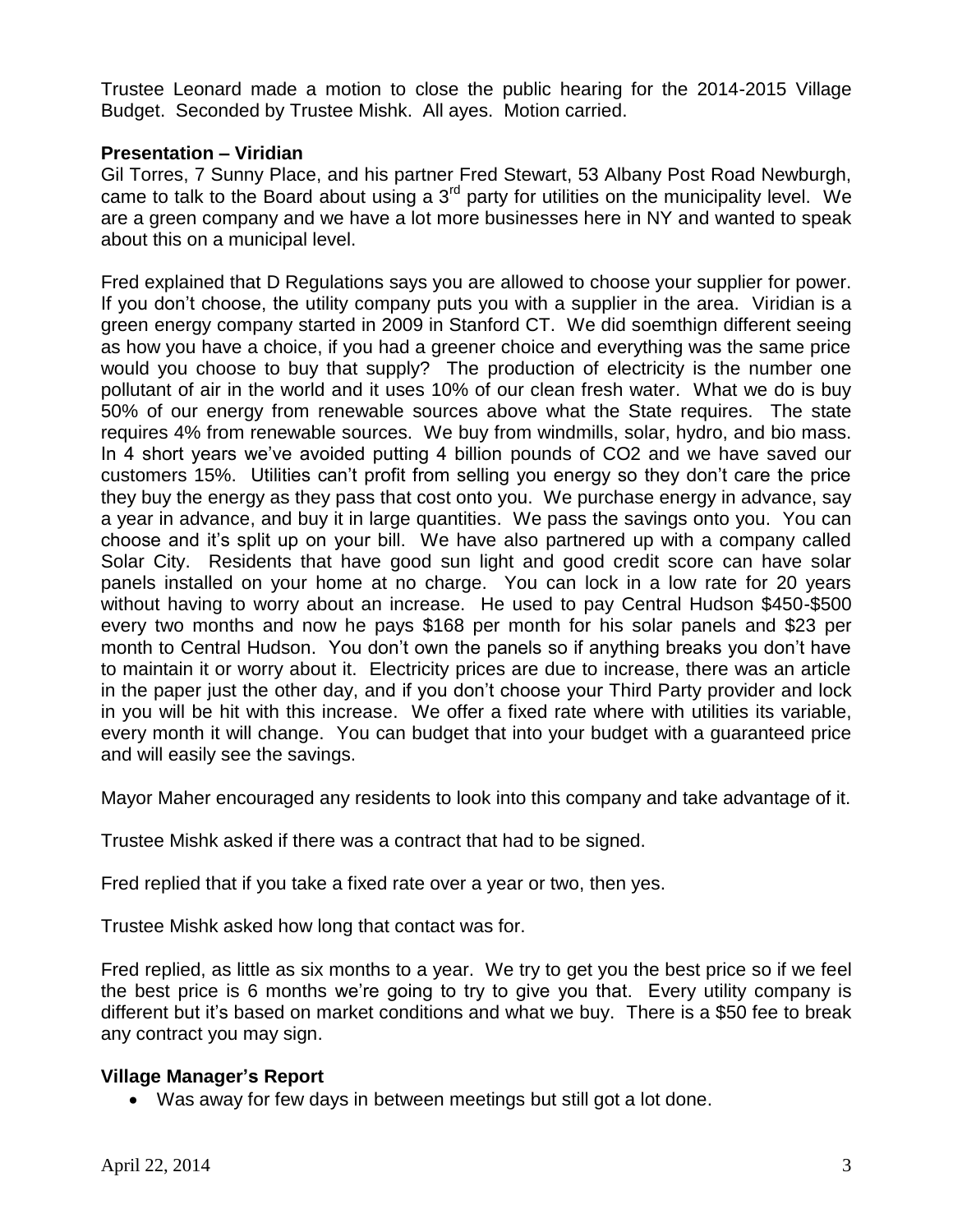Trustee Leonard made a motion to close the public hearing for the 2014-2015 Village Budget. Seconded by Trustee Mishk. All ayes. Motion carried.

**Presentation – Viridian**

Gil Torres, 7 Sunny Place, and his partner Fred Stewart, 53 Albany Post Road Newburgh, came to talk to the Board about using a 3rd party for utilities on the municipality level. We are a green company and we have a lot more businesses here in NY and wanted to speak about this on a municipal level.

Fred explained that D Regulations says you are allowed to choose your supplier for power. If you don't choose, the utility company puts you with a supplier in the area. Viridian is a green energy company started in 2009 in Stanford CT. We did soemthign different seeing as how you have a choice, if you had a greener choice and everything was the same price would you choose to buy that supply? The production of electricity is the number one pollutant of air in the world and it uses 10% of our clean fresh water. What we do is buy 50% of our energy from renewable sources above what the State requires. The state requires 4% from renewable sources. We buy from windmills, solar, hydro, and bio mass. In 4 short years we've avoided putting 4 billion pounds of CO2 and we have saved our customers 15%. Utilities can't profit from selling you energy so they don't care the price they buy the energy as they pass that cost onto you. We purchase energy in advance, say a year in advance, and buy it in large quantities. We pass the savings onto you. You can choose and it's split up on your bill. We have also partnered up with a company called Solar City. Residents that have good sun light and good credit score can have solar panels installed on your home at no charge. You can lock in a low rate for 20 years without having to worry about an increase. He used to pay Central Hudson $450-$500 every two months and now he pays $168 per month for his solar panels and $23 per month to Central Hudson. You don't own the panels so if anything breaks you don't have to maintain it or worry about it. Electricity prices are due to increase, there was an article in the paper just the other day, and if you don't choose your Third Party provider and lock in you will be hit with this increase. We offer a fixed rate where with utilities its variable, every month it will change. You can budget that into your budget with a guaranteed price and will easily see the savings.

Mayor Maher encouraged any residents to look into this company and take advantage of it.

Trustee Mishk asked if there was a contract that had to be signed.

Fred replied that if you take a fixed rate over a year or two, then yes.

Trustee Mishk asked how long that contact was for.

Fred replied, as little as six months to a year. We try to get you the best price so if we feel the best price is 6 months we're going to try to give you that. Every utility company is different but it's based on market conditions and what we buy. There is a $50 fee to break any contract you may sign.

**Village Manager's Report**

- Was away for few days in between meetings but still got a lot done.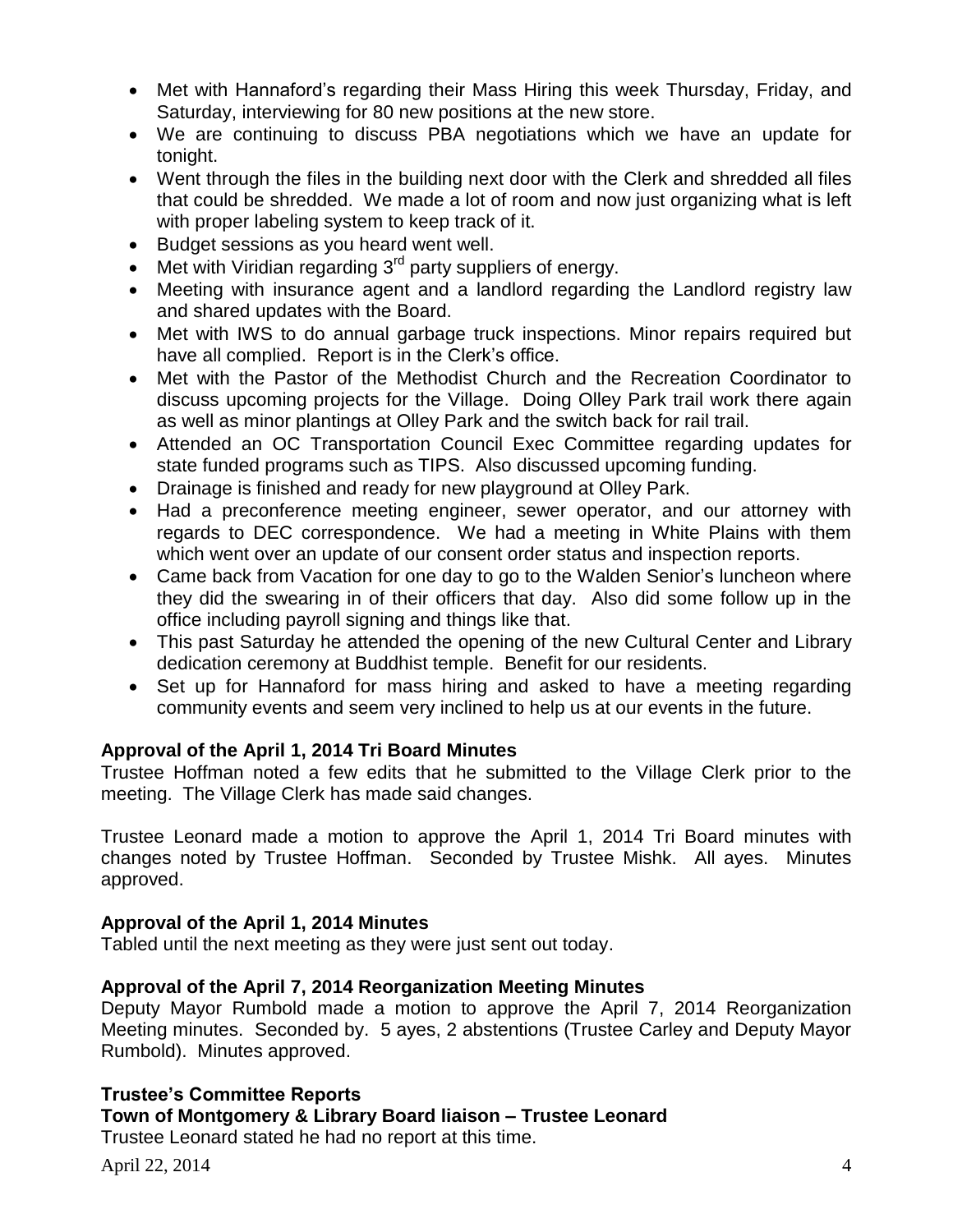- Met with Hannaford's regarding their Mass Hiring this week Thursday, Friday, and Saturday, interviewing for 80 new positions at the new store.
- We are continuing to discuss PBA negotiations which we have an update for tonight.
- Went through the files in the building next door with the Clerk and shredded all files that could be shredded. We made a lot of room and now just organizing what is left with proper labeling system to keep track of it.
- Budget sessions as you heard went well.
- Met with Viridian regarding 3rd party suppliers of energy.
- Meeting with insurance agent and a landlord regarding the Landlord registry law and shared updates with the Board.
- Met with IWS to do annual garbage truck inspections. Minor repairs required but have all complied. Report is in the Clerk's office.
- Met with the Pastor of the Methodist Church and the Recreation Coordinator to discuss upcoming projects for the Village. Doing Olley Park trail work there again as well as minor plantings at Olley Park and the switch back for rail trail.
- Attended an OC Transportation Council Exec Committee regarding updates for state funded programs such as TIPS. Also discussed upcoming funding.
- Drainage is finished and ready for new playground at Olley Park.
- Had a preconference meeting engineer, sewer operator, and our attorney with regards to DEC correspondence. We had a meeting in White Plains with them which went over an update of our consent order status and inspection reports.
- Came back from Vacation for one day to go to the Walden Senior's luncheon where they did the swearing in of their officers that day. Also did some follow up in the office including payroll signing and things like that.
- This past Saturday he attended the opening of the new Cultural Center and Library dedication ceremony at Buddhist temple. Benefit for our residents.
- Set up for Hannaford for mass hiring and asked to have a meeting regarding community events and seem very inclined to help us at our events in the future.

**Approval of the April 1, 2014 Tri Board Minutes**
Trustee Hoffman noted a few edits that he submitted to the Village Clerk prior to the meeting. The Village Clerk has made said changes.

Trustee Leonard made a motion to approve the April 1, 2014 Tri Board minutes with changes noted by Trustee Hoffman. Seconded by Trustee Mishk. All ayes. Minutes approved.

**Approval of the April 1, 2014 Minutes**
Tabled until the next meeting as they were just sent out today.

**Approval of the April 7, 2014 Reorganization Meeting Minutes**
Deputy Mayor Rumbold made a motion to approve the April 7, 2014 Reorganization Meeting minutes. Seconded by. 5 ayes, 2 abstentions (Trustee Carley and Deputy Mayor Rumbold). Minutes approved.

**Trustee's Committee Reports**
**Town of Montgomery & Library Board liaison – Trustee Leonard**
Trustee Leonard stated he had no report at this time.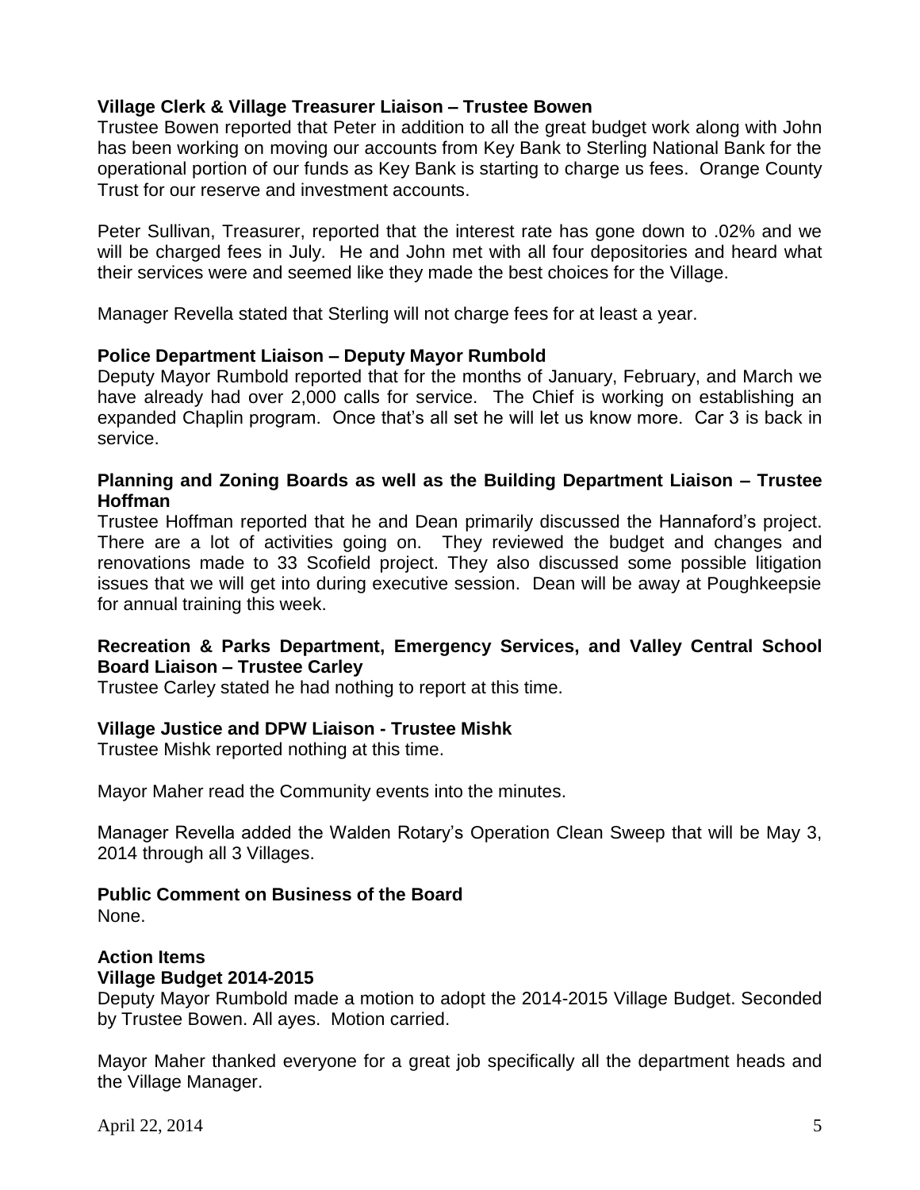**Village Clerk & Village Treasurer Liaison – Trustee Bowen**

Trustee Bowen reported that Peter in addition to all the great budget work along with John has been working on moving our accounts from Key Bank to Sterling National Bank for the operational portion of our funds as Key Bank is starting to charge us fees. Orange County Trust for our reserve and investment accounts.

Peter Sullivan, Treasurer, reported that the interest rate has gone down to .02% and we will be charged fees in July. He and John met with all four depositories and heard what their services were and seemed like they made the best choices for the Village.

Manager Revella stated that Sterling will not charge fees for at least a year.

**Police Department Liaison – Deputy Mayor Rumbold**

Deputy Mayor Rumbold reported that for the months of January, February, and March we have already had over 2,000 calls for service. The Chief is working on establishing an expanded Chaplin program. Once that's all set he will let us know more. Car 3 is back in service.

**Planning and Zoning Boards as well as the Building Department Liaison – Trustee Hoffman**

Trustee Hoffman reported that he and Dean primarily discussed the Hannaford's project. There are a lot of activities going on. They reviewed the budget and changes and renovations made to 33 Scofield project. They also discussed some possible litigation issues that we will get into during executive session. Dean will be away at Poughkeepsie for annual training this week.

**Recreation & Parks Department, Emergency Services, and Valley Central School Board Liaison – Trustee Carley**

Trustee Carley stated he had nothing to report at this time.

**Village Justice and DPW Liaison - Trustee Mishk**

Trustee Mishk reported nothing at this time.

Mayor Maher read the Community events into the minutes.

Manager Revella added the Walden Rotary's Operation Clean Sweep that will be May 3, 2014 through all 3 Villages.

**Public Comment on Business of the Board**

None.

**Action Items**

**Village Budget 2014-2015**

Deputy Mayor Rumbold made a motion to adopt the 2014-2015 Village Budget. Seconded by Trustee Bowen. All ayes. Motion carried.

Mayor Maher thanked everyone for a great job specifically all the department heads and the Village Manager.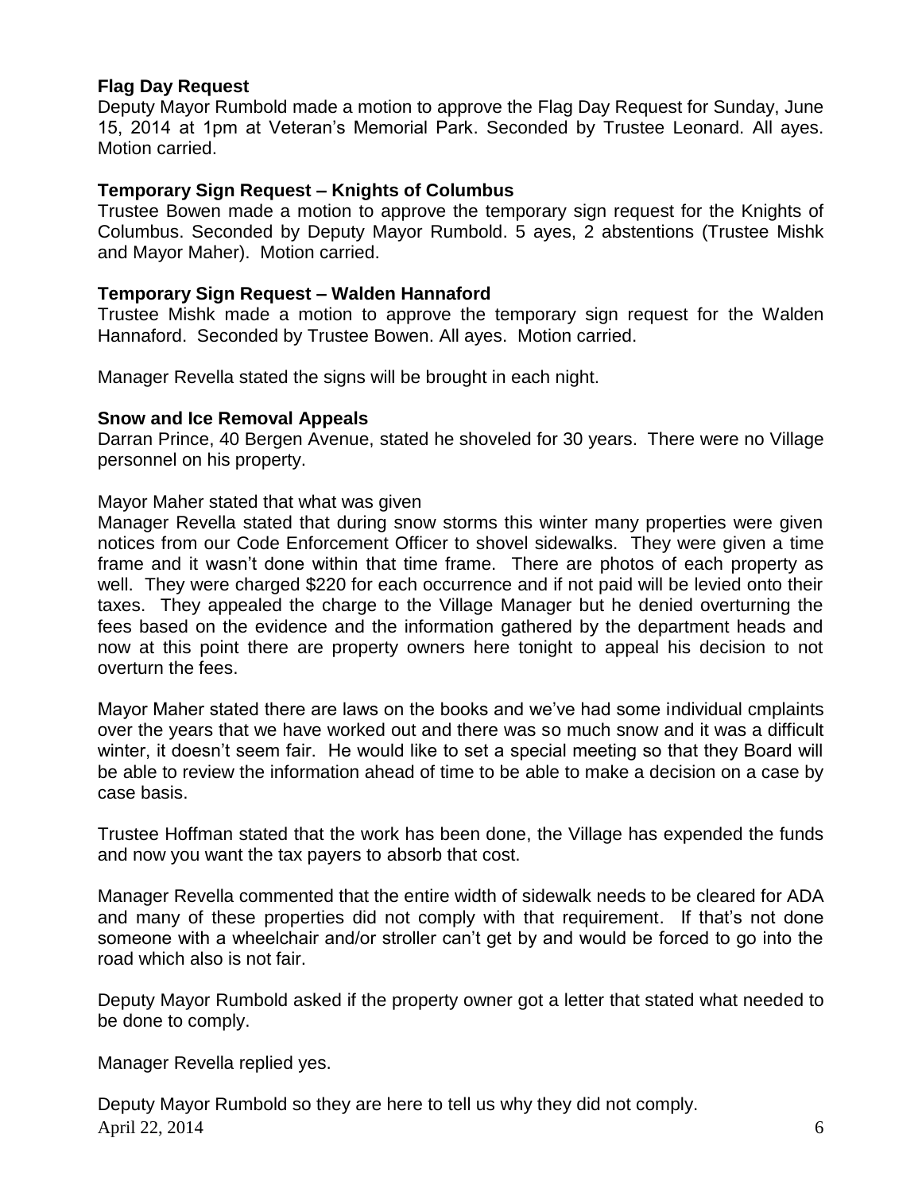**Flag Day Request**
Deputy Mayor Rumbold made a motion to approve the Flag Day Request for Sunday, June 15, 2014 at 1pm at Veteran's Memorial Park. Seconded by Trustee Leonard. All ayes. Motion carried.

**Temporary Sign Request – Knights of Columbus**
Trustee Bowen made a motion to approve the temporary sign request for the Knights of Columbus. Seconded by Deputy Mayor Rumbold. 5 ayes, 2 abstentions (Trustee Mishk and Mayor Maher). Motion carried.

**Temporary Sign Request – Walden Hannaford**
Trustee Mishk made a motion to approve the temporary sign request for the Walden Hannaford. Seconded by Trustee Bowen. All ayes. Motion carried.

Manager Revella stated the signs will be brought in each night.

**Snow and Ice Removal Appeals**
Darran Prince, 40 Bergen Avenue, stated he shoveled for 30 years. There were no Village personnel on his property.

Mayor Maher stated that what was given
Manager Revella stated that during snow storms this winter many properties were given notices from our Code Enforcement Officer to shovel sidewalks. They were given a time frame and it wasn't done within that time frame. There are photos of each property as well. They were charged $220 for each occurrence and if not paid will be levied onto their taxes. They appealed the charge to the Village Manager but he denied overturning the fees based on the evidence and the information gathered by the department heads and now at this point there are property owners here tonight to appeal his decision to not overturn the fees.

Mayor Maher stated there are laws on the books and we've had some individual cmplaints over the years that we have worked out and there was so much snow and it was a difficult winter, it doesn't seem fair. He would like to set a special meeting so that they Board will be able to review the information ahead of time to be able to make a decision on a case by case basis.

Trustee Hoffman stated that the work has been done, the Village has expended the funds and now you want the tax payers to absorb that cost.

Manager Revella commented that the entire width of sidewalk needs to be cleared for ADA and many of these properties did not comply with that requirement. If that's not done someone with a wheelchair and/or stroller can't get by and would be forced to go into the road which also is not fair.

Deputy Mayor Rumbold asked if the property owner got a letter that stated what needed to be done to comply.

Manager Revella replied yes.

Deputy Mayor Rumbold so they are here to tell us why they did not comply.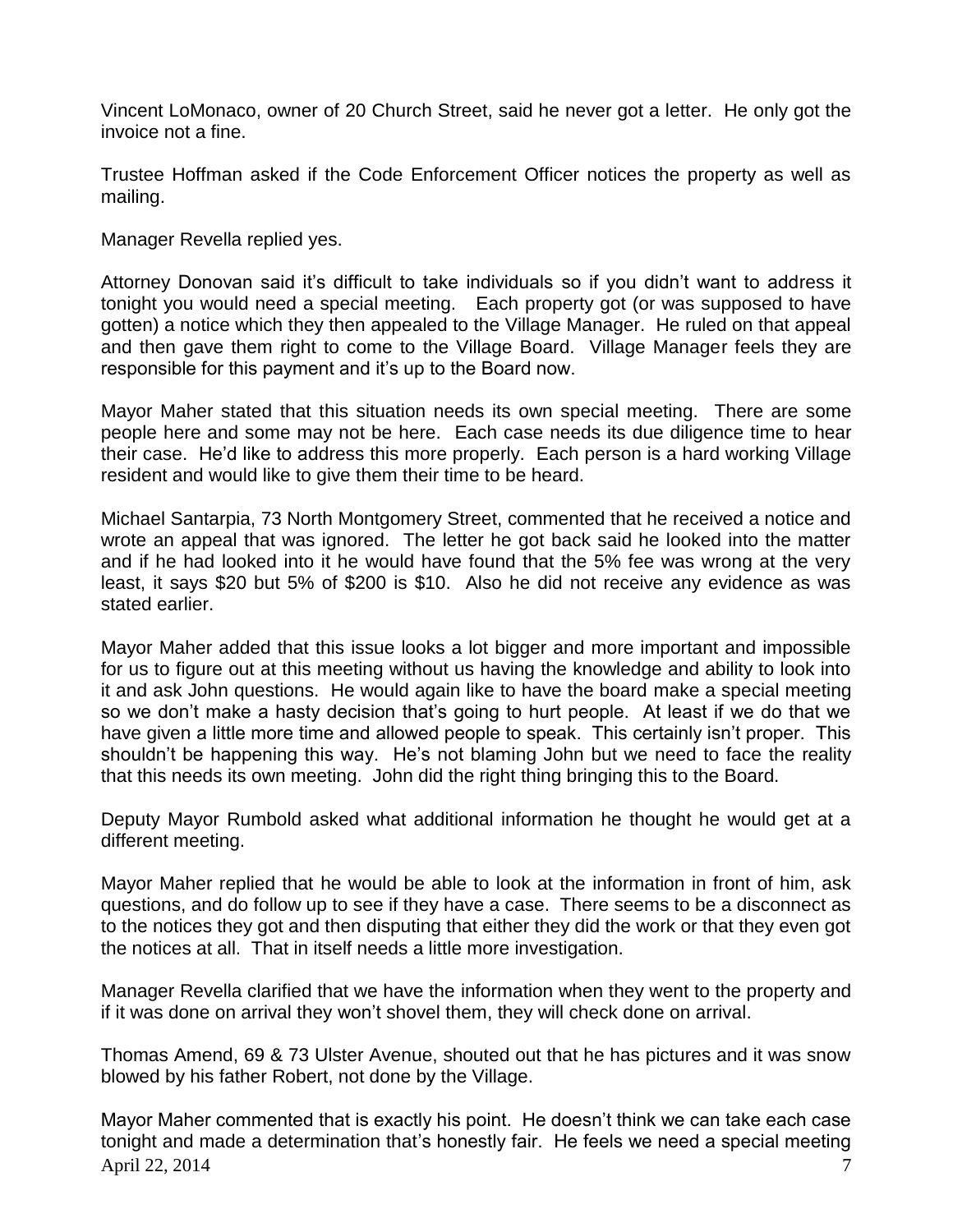Vincent LoMonaco, owner of 20 Church Street, said he never got a letter. He only got the invoice not a fine.

Trustee Hoffman asked if the Code Enforcement Officer notices the property as well as mailing.

Manager Revella replied yes.

Attorney Donovan said it's difficult to take individuals so if you didn't want to address it tonight you would need a special meeting. Each property got (or was supposed to have gotten) a notice which they then appealed to the Village Manager. He ruled on that appeal and then gave them right to come to the Village Board. Village Manager feels they are responsible for this payment and it's up to the Board now.

Mayor Maher stated that this situation needs its own special meeting. There are some people here and some may not be here. Each case needs its due diligence time to hear their case. He'd like to address this more properly. Each person is a hard working Village resident and would like to give them their time to be heard.

Michael Santarpia, 73 North Montgomery Street, commented that he received a notice and wrote an appeal that was ignored. The letter he got back said he looked into the matter and if he had looked into it he would have found that the 5% fee was wrong at the very least, it says $20 but 5% of $200 is $10. Also he did not receive any evidence as was stated earlier.

Mayor Maher added that this issue looks a lot bigger and more important and impossible for us to figure out at this meeting without us having the knowledge and ability to look into it and ask John questions. He would again like to have the board make a special meeting so we don't make a hasty decision that's going to hurt people. At least if we do that we have given a little more time and allowed people to speak. This certainly isn't proper. This shouldn't be happening this way. He's not blaming John but we need to face the reality that this needs its own meeting. John did the right thing bringing this to the Board.

Deputy Mayor Rumbold asked what additional information he thought he would get at a different meeting.

Mayor Maher replied that he would be able to look at the information in front of him, ask questions, and do follow up to see if they have a case. There seems to be a disconnect as to the notices they got and then disputing that either they did the work or that they even got the notices at all. That in itself needs a little more investigation.

Manager Revella clarified that we have the information when they went to the property and if it was done on arrival they won't shovel them, they will check done on arrival.

Thomas Amend, 69 & 73 Ulster Avenue, shouted out that he has pictures and it was snow blowed by his father Robert, not done by the Village.

Mayor Maher commented that is exactly his point. He doesn't think we can take each case tonight and made a determination that's honestly fair. He feels we need a special meeting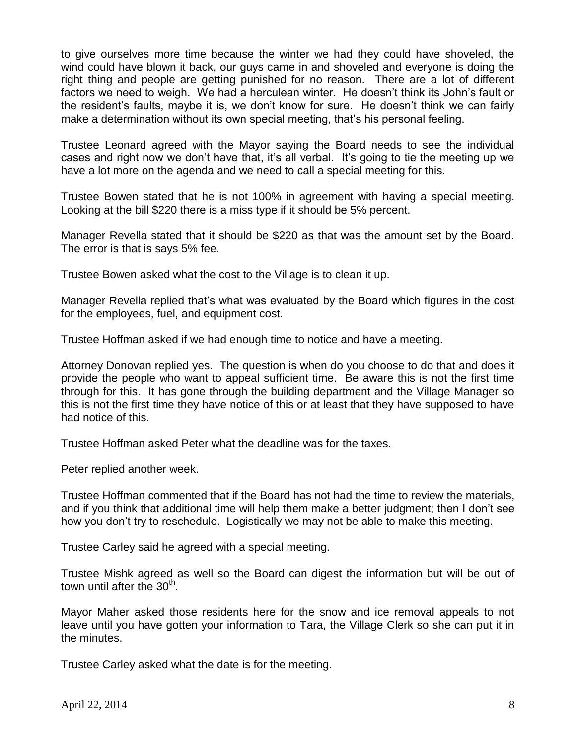to give ourselves more time because the winter we had they could have shoveled, the wind could have blown it back, our guys came in and shoveled and everyone is doing the right thing and people are getting punished for no reason. There are a lot of different factors we need to weigh. We had a herculean winter. He doesn't think its John's fault or the resident's faults, maybe it is, we don't know for sure. He doesn't think we can fairly make a determination without its own special meeting, that's his personal feeling.

Trustee Leonard agreed with the Mayor saying the Board needs to see the individual cases and right now we don't have that, it's all verbal. It's going to tie the meeting up we have a lot more on the agenda and we need to call a special meeting for this.

Trustee Bowen stated that he is not 100% in agreement with having a special meeting. Looking at the bill $220 there is a miss type if it should be 5% percent.

Manager Revella stated that it should be $220 as that was the amount set by the Board. The error is that is says 5% fee.

Trustee Bowen asked what the cost to the Village is to clean it up.

Manager Revella replied that's what was evaluated by the Board which figures in the cost for the employees, fuel, and equipment cost.

Trustee Hoffman asked if we had enough time to notice and have a meeting.

Attorney Donovan replied yes. The question is when do you choose to do that and does it provide the people who want to appeal sufficient time. Be aware this is not the first time through for this. It has gone through the building department and the Village Manager so this is not the first time they have notice of this or at least that they have supposed to have had notice of this.

Trustee Hoffman asked Peter what the deadline was for the taxes.

Peter replied another week.

Trustee Hoffman commented that if the Board has not had the time to review the materials, and if you think that additional time will help them make a better judgment; then I don't see how you don't try to reschedule. Logistically we may not be able to make this meeting.

Trustee Carley said he agreed with a special meeting.

Trustee Mishk agreed as well so the Board can digest the information but will be out of town until after the 30th.

Mayor Maher asked those residents here for the snow and ice removal appeals to not leave until you have gotten your information to Tara, the Village Clerk so she can put it in the minutes.

Trustee Carley asked what the date is for the meeting.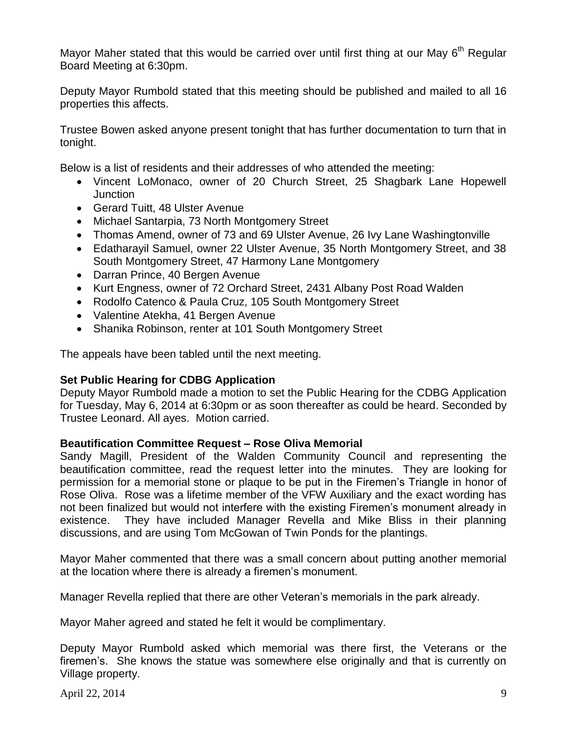Mayor Maher stated that this would be carried over until first thing at our May 6th Regular Board Meeting at 6:30pm.

Deputy Mayor Rumbold stated that this meeting should be published and mailed to all 16 properties this affects.

Trustee Bowen asked anyone present tonight that has further documentation to turn that in tonight.

Below is a list of residents and their addresses of who attended the meeting:

- Vincent LoMonaco, owner of 20 Church Street, 25 Shagbark Lane Hopewell Junction
- Gerard Tuitt, 48 Ulster Avenue
- Michael Santarpia, 73 North Montgomery Street
- Thomas Amend, owner of 73 and 69 Ulster Avenue, 26 Ivy Lane Washingtonville
- Edatharayil Samuel, owner 22 Ulster Avenue, 35 North Montgomery Street, and 38 South Montgomery Street, 47 Harmony Lane Montgomery
- Darran Prince, 40 Bergen Avenue
- Kurt Engness, owner of 72 Orchard Street, 2431 Albany Post Road Walden
- Rodolfo Catenco & Paula Cruz, 105 South Montgomery Street
- Valentine Atekha, 41 Bergen Avenue
- Shanika Robinson, renter at 101 South Montgomery Street

The appeals have been tabled until the next meeting.

**Set Public Hearing for CDBG Application**

Deputy Mayor Rumbold made a motion to set the Public Hearing for the CDBG Application for Tuesday, May 6, 2014 at 6:30pm or as soon thereafter as could be heard. Seconded by Trustee Leonard. All ayes. Motion carried.

**Beautification Committee Request – Rose Oliva Memorial**

Sandy Magill, President of the Walden Community Council and representing the beautification committee, read the request letter into the minutes. They are looking for permission for a memorial stone or plaque to be put in the Firemen's Triangle in honor of Rose Oliva. Rose was a lifetime member of the VFW Auxiliary and the exact wording has not been finalized but would not interfere with the existing Firemen's monument already in existence. They have included Manager Revella and Mike Bliss in their planning discussions, and are using Tom McGowan of Twin Ponds for the plantings.

Mayor Maher commented that there was a small concern about putting another memorial at the location where there is already a firemen's monument.

Manager Revella replied that there are other Veteran's memorials in the park already.

Mayor Maher agreed and stated he felt it would be complimentary.

Deputy Mayor Rumbold asked which memorial was there first, the Veterans or the firemen's. She knows the statue was somewhere else originally and that is currently on Village property.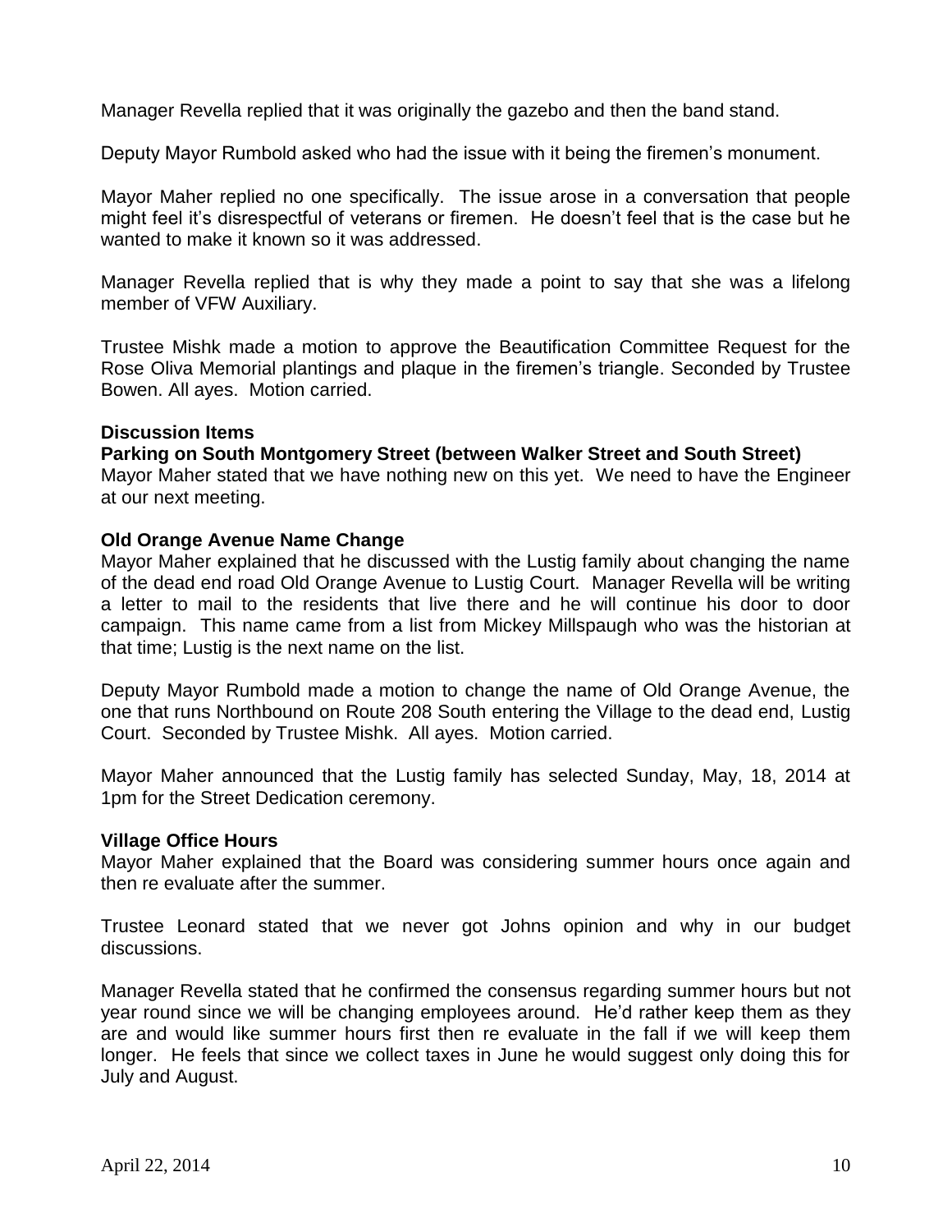Manager Revella replied that it was originally the gazebo and then the band stand.

Deputy Mayor Rumbold asked who had the issue with it being the firemen's monument.

Mayor Maher replied no one specifically. The issue arose in a conversation that people might feel it's disrespectful of veterans or firemen. He doesn't feel that is the case but he wanted to make it known so it was addressed.

Manager Revella replied that is why they made a point to say that she was a lifelong member of VFW Auxiliary.

Trustee Mishk made a motion to approve the Beautification Committee Request for the Rose Oliva Memorial plantings and plaque in the firemen's triangle. Seconded by Trustee Bowen. All ayes. Motion carried.

**Discussion Items**

**Parking on South Montgomery Street (between Walker Street and South Street)**
Mayor Maher stated that we have nothing new on this yet. We need to have the Engineer at our next meeting.

**Old Orange Avenue Name Change**
Mayor Maher explained that he discussed with the Lustig family about changing the name of the dead end road Old Orange Avenue to Lustig Court. Manager Revella will be writing a letter to mail to the residents that live there and he will continue his door to door campaign. This name came from a list from Mickey Millspaugh who was the historian at that time; Lustig is the next name on the list.

Deputy Mayor Rumbold made a motion to change the name of Old Orange Avenue, the one that runs Northbound on Route 208 South entering the Village to the dead end, Lustig Court. Seconded by Trustee Mishk. All ayes. Motion carried.

Mayor Maher announced that the Lustig family has selected Sunday, May, 18, 2014 at 1pm for the Street Dedication ceremony.

**Village Office Hours**
Mayor Maher explained that the Board was considering summer hours once again and then re evaluate after the summer.

Trustee Leonard stated that we never got Johns opinion and why in our budget discussions.

Manager Revella stated that he confirmed the consensus regarding summer hours but not year round since we will be changing employees around. He'd rather keep them as they are and would like summer hours first then re evaluate in the fall if we will keep them longer. He feels that since we collect taxes in June he would suggest only doing this for July and August.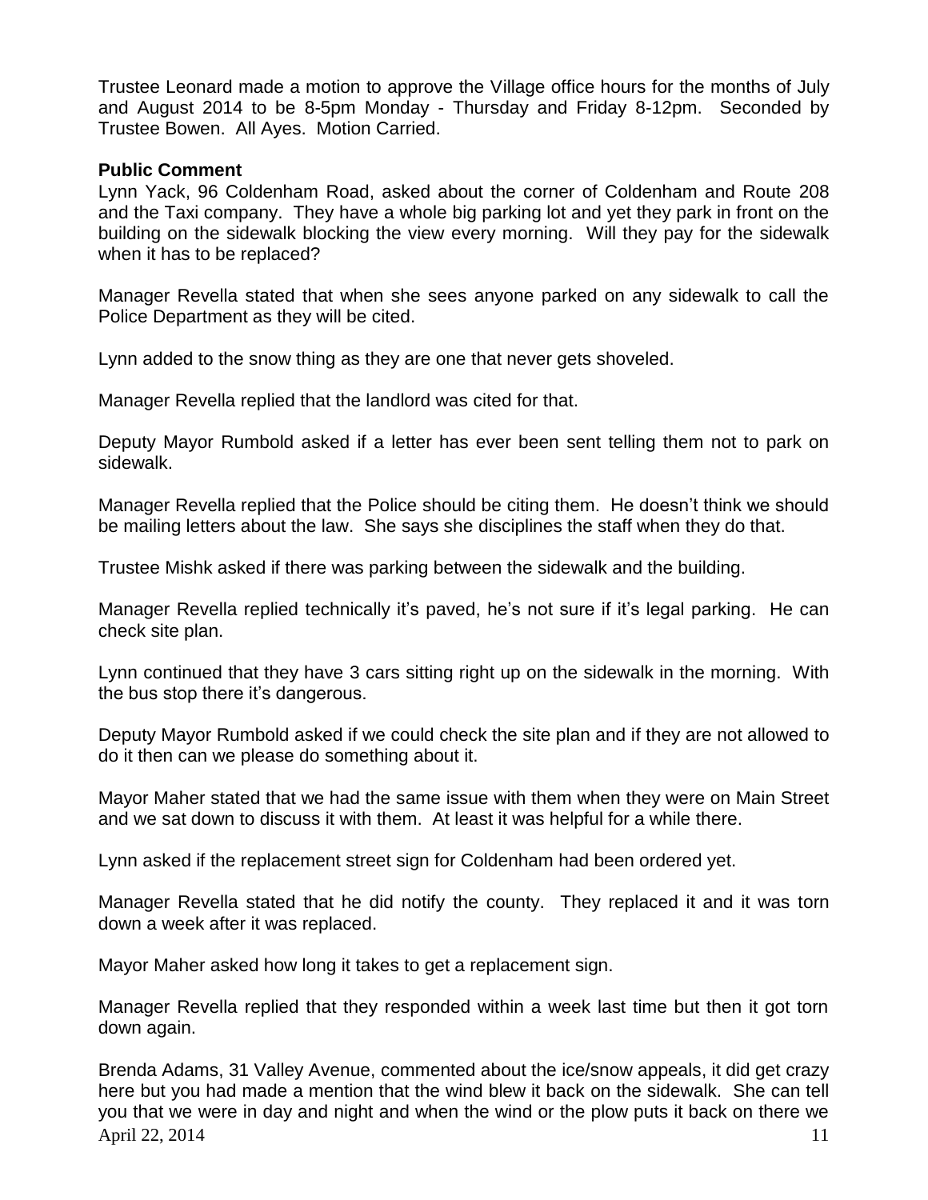Trustee Leonard made a motion to approve the Village office hours for the months of July and August 2014 to be 8-5pm Monday - Thursday and Friday 8-12pm. Seconded by Trustee Bowen. All Ayes. Motion Carried.

**Public Comment**

Lynn Yack, 96 Coldenham Road, asked about the corner of Coldenham and Route 208 and the Taxi company. They have a whole big parking lot and yet they park in front on the building on the sidewalk blocking the view every morning. Will they pay for the sidewalk when it has to be replaced?

Manager Revella stated that when she sees anyone parked on any sidewalk to call the Police Department as they will be cited.

Lynn added to the snow thing as they are one that never gets shoveled.

Manager Revella replied that the landlord was cited for that.

Deputy Mayor Rumbold asked if a letter has ever been sent telling them not to park on sidewalk.

Manager Revella replied that the Police should be citing them. He doesn't think we should be mailing letters about the law. She says she disciplines the staff when they do that.

Trustee Mishk asked if there was parking between the sidewalk and the building.

Manager Revella replied technically it's paved, he's not sure if it's legal parking. He can check site plan.

Lynn continued that they have 3 cars sitting right up on the sidewalk in the morning. With the bus stop there it's dangerous.

Deputy Mayor Rumbold asked if we could check the site plan and if they are not allowed to do it then can we please do something about it.

Mayor Maher stated that we had the same issue with them when they were on Main Street and we sat down to discuss it with them. At least it was helpful for a while there.

Lynn asked if the replacement street sign for Coldenham had been ordered yet.

Manager Revella stated that he did notify the county. They replaced it and it was torn down a week after it was replaced.

Mayor Maher asked how long it takes to get a replacement sign.

Manager Revella replied that they responded within a week last time but then it got torn down again.

Brenda Adams, 31 Valley Avenue, commented about the ice/snow appeals, it did get crazy here but you had made a mention that the wind blew it back on the sidewalk. She can tell you that we were in day and night and when the wind or the plow puts it back on there we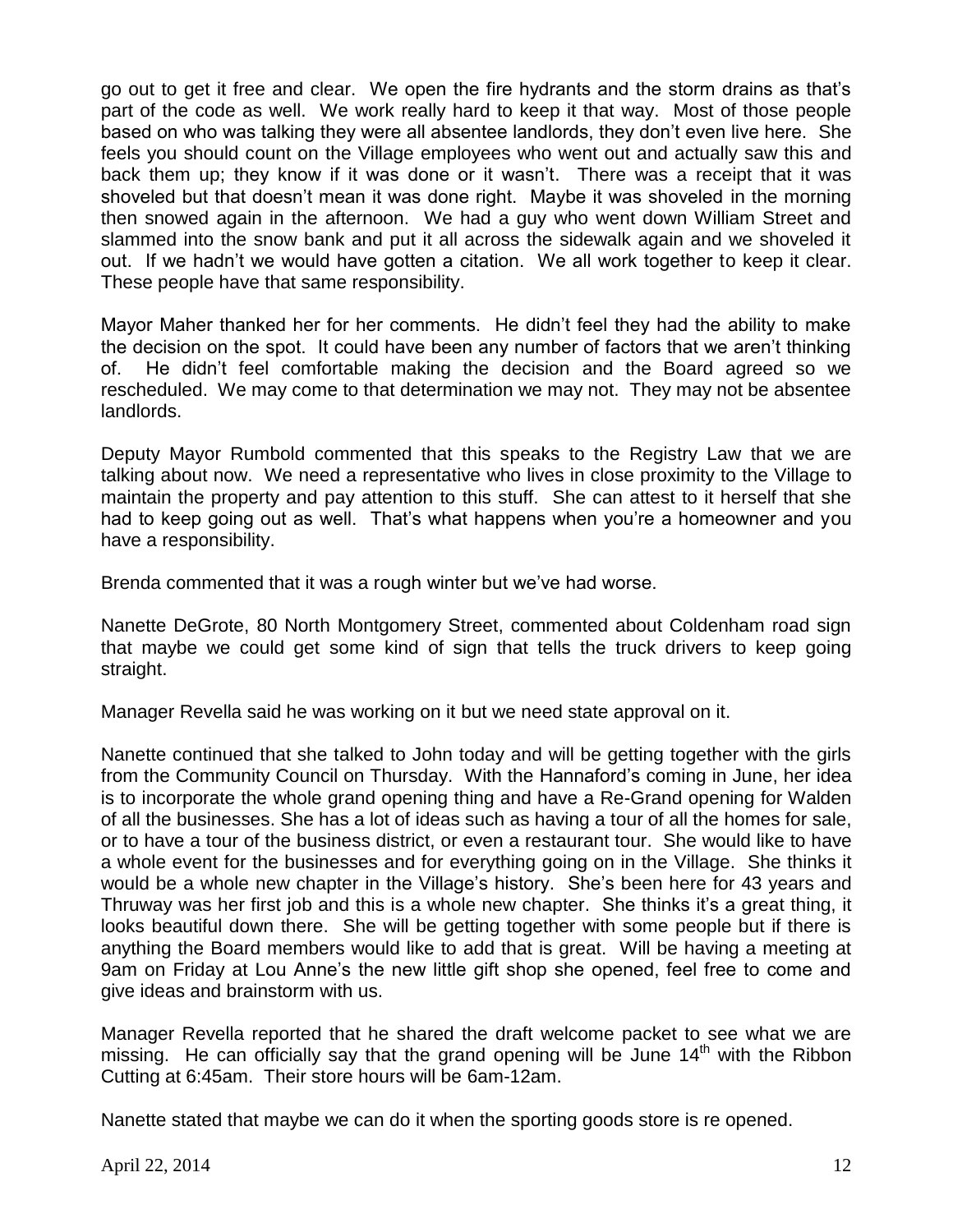go out to get it free and clear. We open the fire hydrants and the storm drains as that's part of the code as well. We work really hard to keep it that way. Most of those people based on who was talking they were all absentee landlords, they don't even live here. She feels you should count on the Village employees who went out and actually saw this and back them up; they know if it was done or it wasn't. There was a receipt that it was shoveled but that doesn't mean it was done right. Maybe it was shoveled in the morning then snowed again in the afternoon. We had a guy who went down William Street and slammed into the snow bank and put it all across the sidewalk again and we shoveled it out. If we hadn't we would have gotten a citation. We all work together to keep it clear. These people have that same responsibility.

Mayor Maher thanked her for her comments. He didn't feel they had the ability to make the decision on the spot. It could have been any number of factors that we aren't thinking of. He didn't feel comfortable making the decision and the Board agreed so we rescheduled. We may come to that determination we may not. They may not be absentee landlords.

Deputy Mayor Rumbold commented that this speaks to the Registry Law that we are talking about now. We need a representative who lives in close proximity to the Village to maintain the property and pay attention to this stuff. She can attest to it herself that she had to keep going out as well. That's what happens when you're a homeowner and you have a responsibility.

Brenda commented that it was a rough winter but we've had worse.

Nanette DeGrote, 80 North Montgomery Street, commented about Coldenham road sign that maybe we could get some kind of sign that tells the truck drivers to keep going straight.

Manager Revella said he was working on it but we need state approval on it.

Nanette continued that she talked to John today and will be getting together with the girls from the Community Council on Thursday. With the Hannaford's coming in June, her idea is to incorporate the whole grand opening thing and have a Re-Grand opening for Walden of all the businesses. She has a lot of ideas such as having a tour of all the homes for sale, or to have a tour of the business district, or even a restaurant tour. She would like to have a whole event for the businesses and for everything going on in the Village. She thinks it would be a whole new chapter in the Village's history. She's been here for 43 years and Thruway was her first job and this is a whole new chapter. She thinks it's a great thing, it looks beautiful down there. She will be getting together with some people but if there is anything the Board members would like to add that is great. Will be having a meeting at 9am on Friday at Lou Anne's the new little gift shop she opened, feel free to come and give ideas and brainstorm with us.

Manager Revella reported that he shared the draft welcome packet to see what we are missing. He can officially say that the grand opening will be June 14th with the Ribbon Cutting at 6:45am. Their store hours will be 6am-12am.

Nanette stated that maybe we can do it when the sporting goods store is re opened.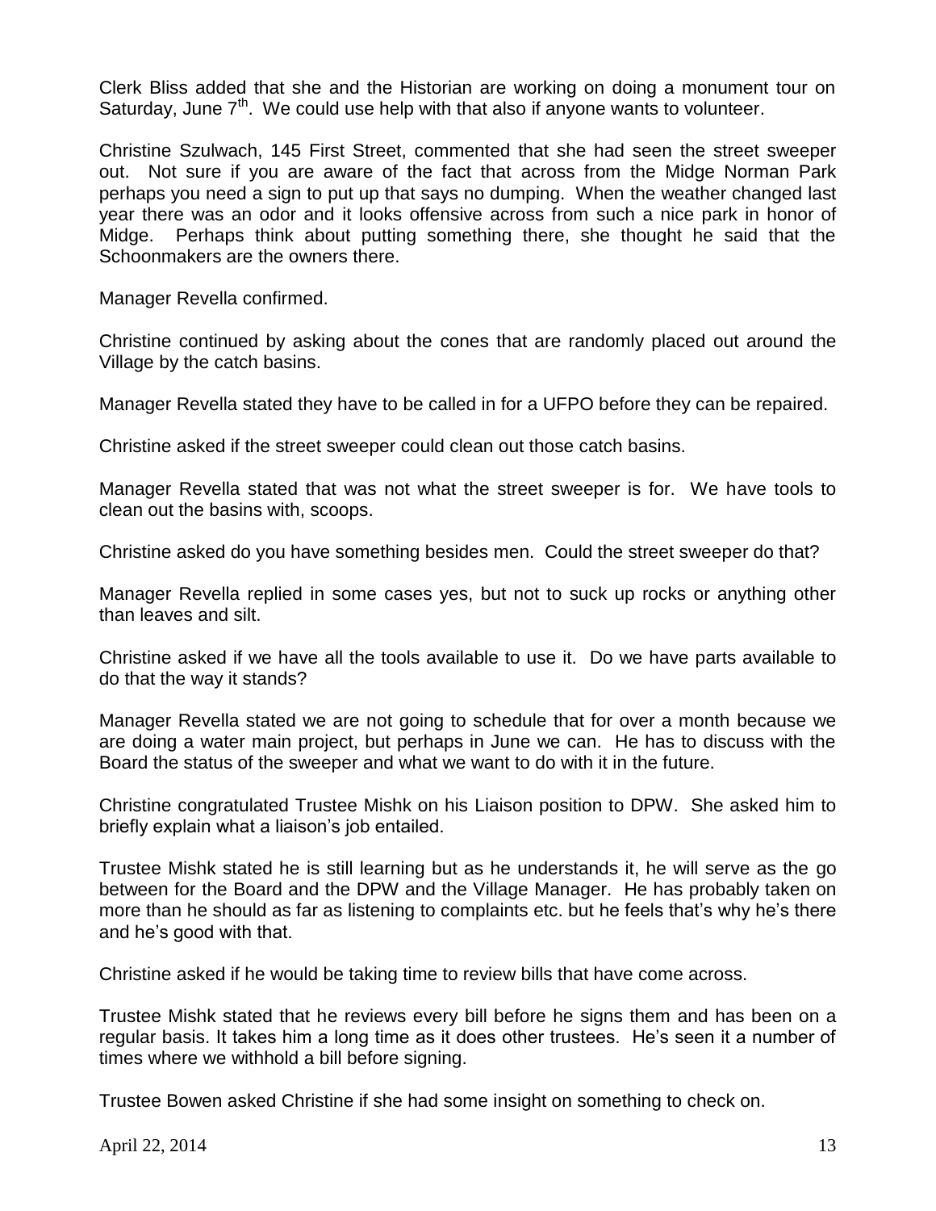Clerk Bliss added that she and the Historian are working on doing a monument tour on Saturday, June 7th. We could use help with that also if anyone wants to volunteer.

Christine Szulwach, 145 First Street, commented that she had seen the street sweeper out. Not sure if you are aware of the fact that across from the Midge Norman Park perhaps you need a sign to put up that says no dumping. When the weather changed last year there was an odor and it looks offensive across from such a nice park in honor of Midge. Perhaps think about putting something there, she thought he said that the Schoonmakers are the owners there.

Manager Revella confirmed.

Christine continued by asking about the cones that are randomly placed out around the Village by the catch basins.

Manager Revella stated they have to be called in for a UFPO before they can be repaired.

Christine asked if the street sweeper could clean out those catch basins.

Manager Revella stated that was not what the street sweeper is for. We have tools to clean out the basins with, scoops.

Christine asked do you have something besides men. Could the street sweeper do that?

Manager Revella replied in some cases yes, but not to suck up rocks or anything other than leaves and silt.

Christine asked if we have all the tools available to use it. Do we have parts available to do that the way it stands?

Manager Revella stated we are not going to schedule that for over a month because we are doing a water main project, but perhaps in June we can. He has to discuss with the Board the status of the sweeper and what we want to do with it in the future.

Christine congratulated Trustee Mishk on his Liaison position to DPW. She asked him to briefly explain what a liaison's job entailed.

Trustee Mishk stated he is still learning but as he understands it, he will serve as the go between for the Board and the DPW and the Village Manager. He has probably taken on more than he should as far as listening to complaints etc. but he feels that's why he's there and he's good with that.

Christine asked if he would be taking time to review bills that have come across.

Trustee Mishk stated that he reviews every bill before he signs them and has been on a regular basis. It takes him a long time as it does other trustees. He's seen it a number of times where we withhold a bill before signing.

Trustee Bowen asked Christine if she had some insight on something to check on.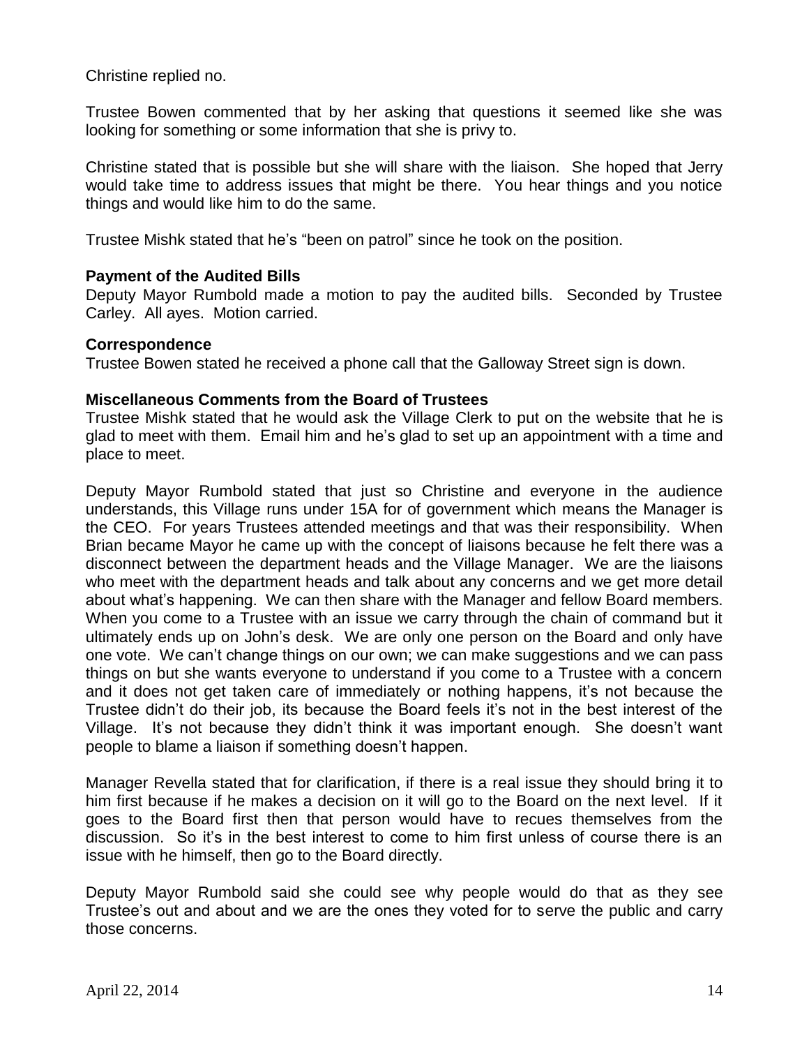Christine replied no.

Trustee Bowen commented that by her asking that questions it seemed like she was looking for something or some information that she is privy to.

Christine stated that is possible but she will share with the liaison. She hoped that Jerry would take time to address issues that might be there. You hear things and you notice things and would like him to do the same.

Trustee Mishk stated that he's "been on patrol" since he took on the position.

**Payment of the Audited Bills**

Deputy Mayor Rumbold made a motion to pay the audited bills. Seconded by Trustee Carley. All ayes. Motion carried.

**Correspondence**

Trustee Bowen stated he received a phone call that the Galloway Street sign is down.

**Miscellaneous Comments from the Board of Trustees**

Trustee Mishk stated that he would ask the Village Clerk to put on the website that he is glad to meet with them. Email him and he's glad to set up an appointment with a time and place to meet.

Deputy Mayor Rumbold stated that just so Christine and everyone in the audience understands, this Village runs under 15A for of government which means the Manager is the CEO. For years Trustees attended meetings and that was their responsibility. When Brian became Mayor he came up with the concept of liaisons because he felt there was a disconnect between the department heads and the Village Manager. We are the liaisons who meet with the department heads and talk about any concerns and we get more detail about what's happening. We can then share with the Manager and fellow Board members. When you come to a Trustee with an issue we carry through the chain of command but it ultimately ends up on John's desk. We are only one person on the Board and only have one vote. We can't change things on our own; we can make suggestions and we can pass things on but she wants everyone to understand if you come to a Trustee with a concern and it does not get taken care of immediately or nothing happens, it's not because the Trustee didn't do their job, its because the Board feels it's not in the best interest of the Village. It's not because they didn't think it was important enough. She doesn't want people to blame a liaison if something doesn't happen.

Manager Revella stated that for clarification, if there is a real issue they should bring it to him first because if he makes a decision on it will go to the Board on the next level. If it goes to the Board first then that person would have to recues themselves from the discussion. So it's in the best interest to come to him first unless of course there is an issue with he himself, then go to the Board directly.

Deputy Mayor Rumbold said she could see why people would do that as they see Trustee's out and about and we are the ones they voted for to serve the public and carry those concerns.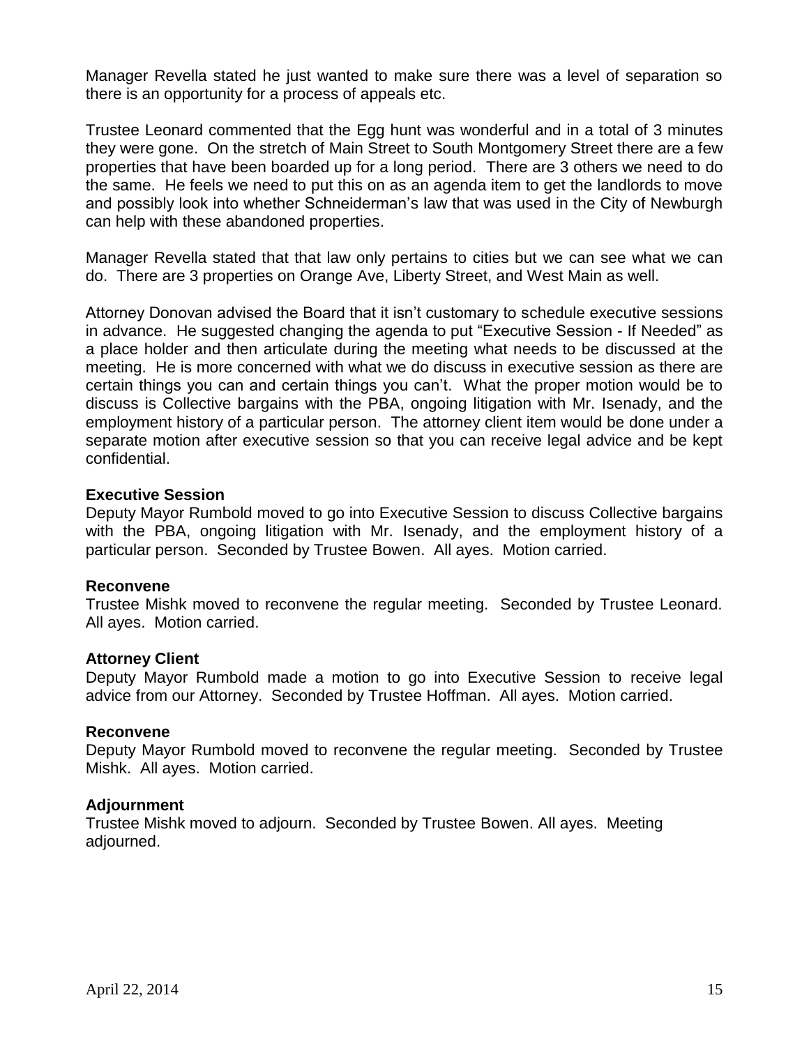Manager Revella stated he just wanted to make sure there was a level of separation so there is an opportunity for a process of appeals etc.

Trustee Leonard commented that the Egg hunt was wonderful and in a total of 3 minutes they were gone. On the stretch of Main Street to South Montgomery Street there are a few properties that have been boarded up for a long period. There are 3 others we need to do the same. He feels we need to put this on as an agenda item to get the landlords to move and possibly look into whether Schneiderman's law that was used in the City of Newburgh can help with these abandoned properties.

Manager Revella stated that that law only pertains to cities but we can see what we can do. There are 3 properties on Orange Ave, Liberty Street, and West Main as well.

Attorney Donovan advised the Board that it isn't customary to schedule executive sessions in advance. He suggested changing the agenda to put "Executive Session - If Needed" as a place holder and then articulate during the meeting what needs to be discussed at the meeting. He is more concerned with what we do discuss in executive session as there are certain things you can and certain things you can't. What the proper motion would be to discuss is Collective bargains with the PBA, ongoing litigation with Mr. Isenady, and the employment history of a particular person. The attorney client item would be done under a separate motion after executive session so that you can receive legal advice and be kept confidential.

**Executive Session**
Deputy Mayor Rumbold moved to go into Executive Session to discuss Collective bargains with the PBA, ongoing litigation with Mr. Isenady, and the employment history of a particular person. Seconded by Trustee Bowen. All ayes. Motion carried.

**Reconvene**
Trustee Mishk moved to reconvene the regular meeting. Seconded by Trustee Leonard. All ayes. Motion carried.

**Attorney Client**
Deputy Mayor Rumbold made a motion to go into Executive Session to receive legal advice from our Attorney. Seconded by Trustee Hoffman. All ayes. Motion carried.

**Reconvene**
Deputy Mayor Rumbold moved to reconvene the regular meeting. Seconded by Trustee Mishk. All ayes. Motion carried.

**Adjournment**
Trustee Mishk moved to adjourn. Seconded by Trustee Bowen. All ayes. Meeting adjourned.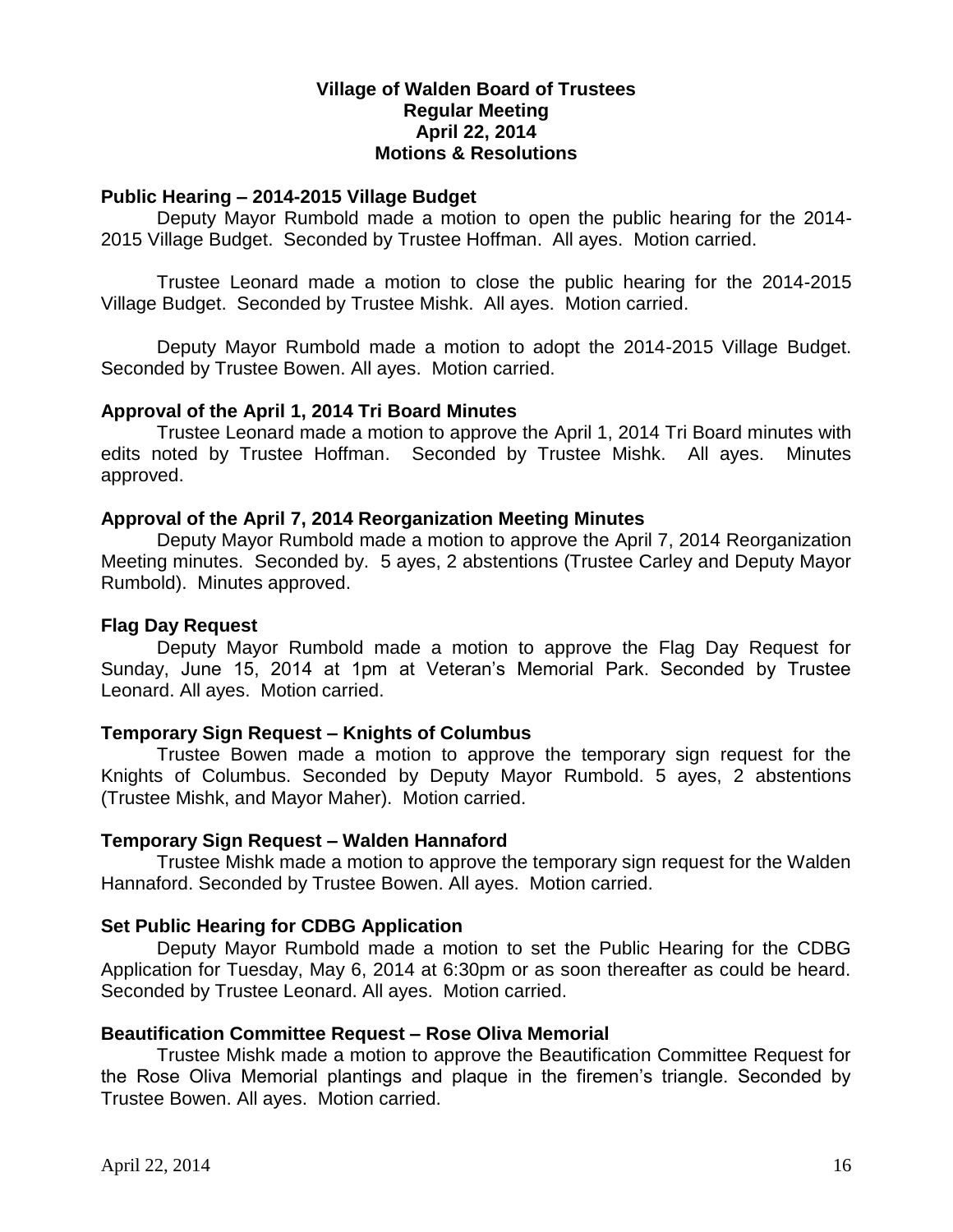**Village of Walden Board of Trustees**
**Regular Meeting**
**April 22, 2014**
**Motions & Resolutions**

**Public Hearing – 2014-2015 Village Budget**

Deputy Mayor Rumbold made a motion to open the public hearing for the 2014-2015 Village Budget. Seconded by Trustee Hoffman. All ayes. Motion carried.

Trustee Leonard made a motion to close the public hearing for the 2014-2015 Village Budget. Seconded by Trustee Mishk. All ayes. Motion carried.

Deputy Mayor Rumbold made a motion to adopt the 2014-2015 Village Budget. Seconded by Trustee Bowen. All ayes. Motion carried.

**Approval of the April 1, 2014 Tri Board Minutes**

Trustee Leonard made a motion to approve the April 1, 2014 Tri Board minutes with edits noted by Trustee Hoffman. Seconded by Trustee Mishk. All ayes. Minutes approved.

**Approval of the April 7, 2014 Reorganization Meeting Minutes**

Deputy Mayor Rumbold made a motion to approve the April 7, 2014 Reorganization Meeting minutes. Seconded by. 5 ayes, 2 abstentions (Trustee Carley and Deputy Mayor Rumbold). Minutes approved.

**Flag Day Request**

Deputy Mayor Rumbold made a motion to approve the Flag Day Request for Sunday, June 15, 2014 at 1pm at Veteran's Memorial Park. Seconded by Trustee Leonard. All ayes. Motion carried.

**Temporary Sign Request – Knights of Columbus**

Trustee Bowen made a motion to approve the temporary sign request for the Knights of Columbus. Seconded by Deputy Mayor Rumbold. 5 ayes, 2 abstentions (Trustee Mishk, and Mayor Maher). Motion carried.

**Temporary Sign Request – Walden Hannaford**

Trustee Mishk made a motion to approve the temporary sign request for the Walden Hannaford. Seconded by Trustee Bowen. All ayes. Motion carried.

**Set Public Hearing for CDBG Application**

Deputy Mayor Rumbold made a motion to set the Public Hearing for the CDBG Application for Tuesday, May 6, 2014 at 6:30pm or as soon thereafter as could be heard. Seconded by Trustee Leonard. All ayes. Motion carried.

**Beautification Committee Request – Rose Oliva Memorial**

Trustee Mishk made a motion to approve the Beautification Committee Request for the Rose Oliva Memorial plantings and plaque in the firemen's triangle. Seconded by Trustee Bowen. All ayes. Motion carried.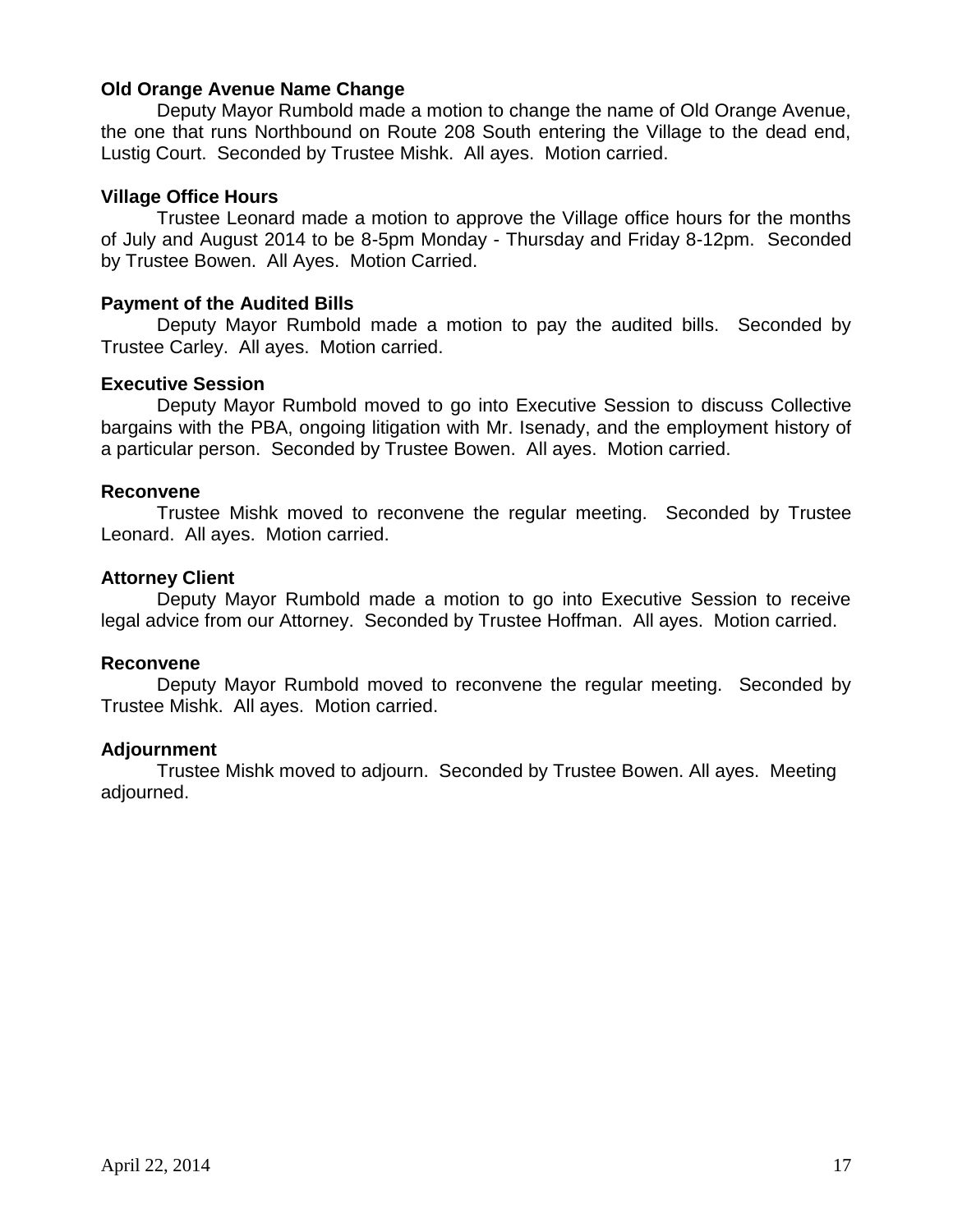**Old Orange Avenue Name Change**

Deputy Mayor Rumbold made a motion to change the name of Old Orange Avenue, the one that runs Northbound on Route 208 South entering the Village to the dead end, Lustig Court. Seconded by Trustee Mishk. All ayes. Motion carried.

**Village Office Hours**

Trustee Leonard made a motion to approve the Village office hours for the months of July and August 2014 to be 8-5pm Monday - Thursday and Friday 8-12pm. Seconded by Trustee Bowen. All Ayes. Motion Carried.

**Payment of the Audited Bills**

Deputy Mayor Rumbold made a motion to pay the audited bills. Seconded by Trustee Carley. All ayes. Motion carried.

**Executive Session**

Deputy Mayor Rumbold moved to go into Executive Session to discuss Collective bargains with the PBA, ongoing litigation with Mr. Isenady, and the employment history of a particular person. Seconded by Trustee Bowen. All ayes. Motion carried.

**Reconvene**

Trustee Mishk moved to reconvene the regular meeting. Seconded by Trustee Leonard. All ayes. Motion carried.

**Attorney Client**

Deputy Mayor Rumbold made a motion to go into Executive Session to receive legal advice from our Attorney. Seconded by Trustee Hoffman. All ayes. Motion carried.

**Reconvene**

Deputy Mayor Rumbold moved to reconvene the regular meeting. Seconded by Trustee Mishk. All ayes. Motion carried.

**Adjournment**

Trustee Mishk moved to adjourn. Seconded by Trustee Bowen. All ayes. Meeting adjourned.